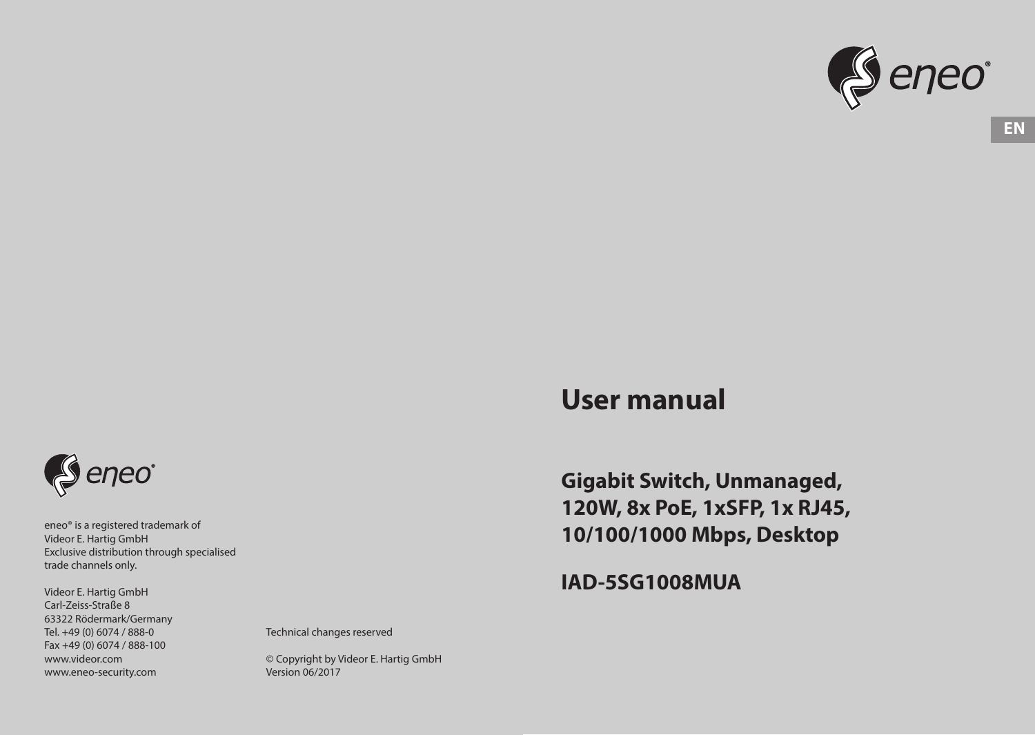EN

# User manual

## Gigabit Switch, Unmanaged, 120W, 8x PoE, 1xSFP, 1x RJ45, 10/100/1000 Mbps, Desktop

## IAD-5SG1008MUA

eneo® is a registered trademark of
Videor E. Hartig GmbH
Exclusive distribution through specialised trade channels only.

Videor E. Hartig GmbH
Carl-Zeiss-Straße 8
63322 Rödermark/Germany
Tel. +49 (0) 6074 / 888-0
Fax +49 (0) 6074 / 888-100
www.videor.com
www.eneo-security.com

Technical changes reserved

© Copyright by Videor E. Hartig GmbH
Version 06/2017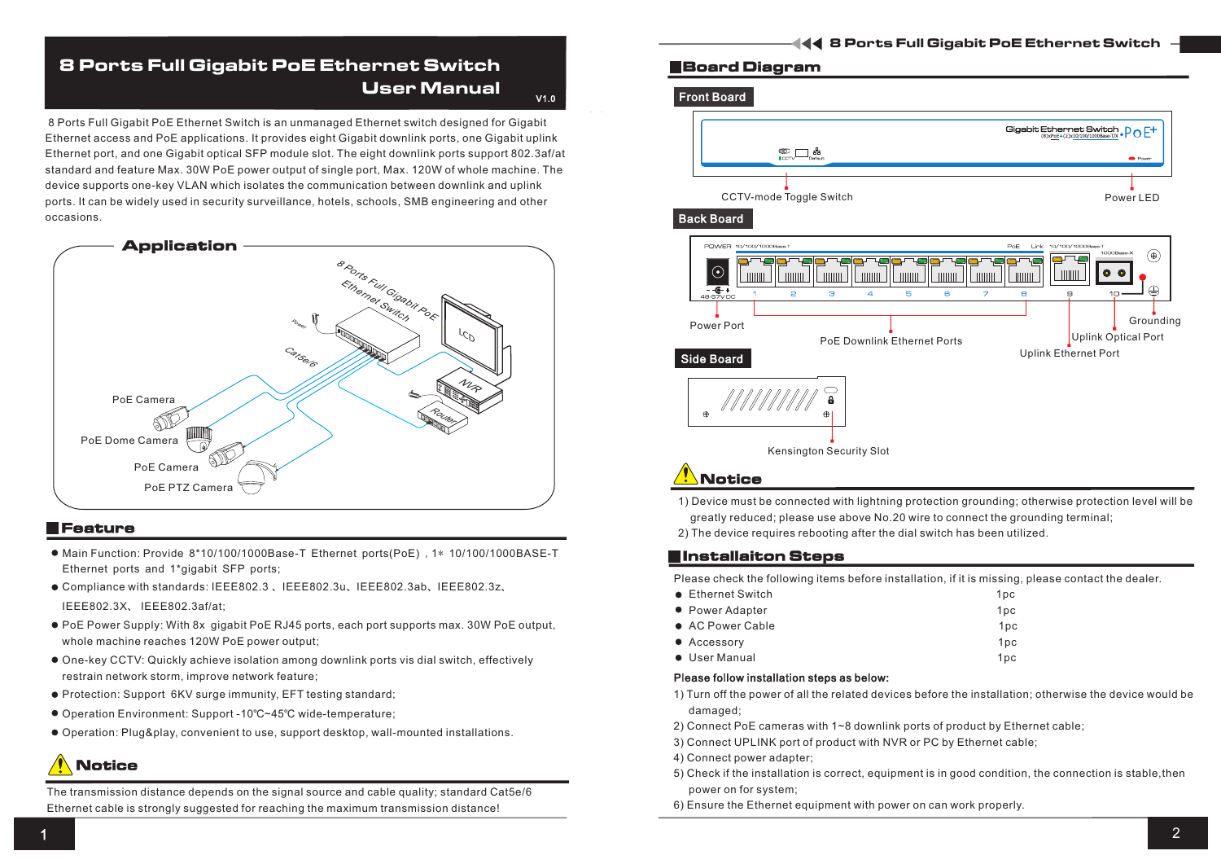# 8 Ports Full Gigabit PoE Ethernet Switch
## User Manual

V1.0

8 Ports Full Gigabit PoE Ethernet Switch is an unmanaged Ethernet switch designed for Gigabit Ethernet access and PoE applications. It provides eight Gigabit downlink ports, one Gigabit uplink Ethernet port, and one Gigabit optical SFP module slot. The eight downlink ports support 802.3af/at standard and feature Max. 30W PoE power output of single port, Max. 120W of whole machine. The device supports one-key VLAN which isolates the communication between downlink and uplink ports. It can be widely used in security surveillance, hotels, schools, SMB engineering and other occasions.

## Application

8 Ports Full Gigabit PoE Ethernet Switch

Power

Cat5e/6

LCD

NVR

Router

PoE Camera

PoE Dome Camera

PoE Camera

PoE PTZ Camera

## Feature

- Main Function: Provide 8*10/100/1000Base-T Ethernet ports(PoE) , 1* 10/100/1000BASE-T Ethernet ports and 1*gigabit SFP ports;
- Compliance with standards: IEEE802.3 、IEEE802.3u、IEEE802.3ab、IEEE802.3z、IEEE802.3X、 IEEE802.3af/at;
- PoE Power Supply: With 8x gigabit PoE RJ45 ports, each port supports max. 30W PoE output, whole machine reaches 120W PoE power output;
- One-key CCTV: Quickly achieve isolation among downlink ports vis dial switch, effectively restrain network storm, improve network feature;
- Protection: Support 6KV surge immunity, EFT testing standard;
- Operation Environment: Support -10℃~45℃ wide-temperature;
- Operation: Plug&play, convenient to use, support desktop, wall-mounted installations.

## Notice

The transmission distance depends on the signal source and cable quality; standard Cat5e/6 Ethernet cable is strongly suggested for reaching the maximum transmission distance!

## Board Diagram

### Front Board

Gigabit Ethernet Switch (8)×PoE+(2)×10/100/1000Base-T/X PoE+

CCTV Default Power

CCTV-mode Toggle Switch

Power LED

### Back Board

POWER 10/100/1000Base-T PoE Link 10/100/1000Base-T 1000Base-X

1 2 3 4 5 6 7 8 9 10

48-57V DC

Power Port

PoE Downlink Ethernet Ports

Uplink Ethernet Port

Uplink Optical Port

Grounding

### Side Board

Kensington Security Slot

## Notice

1) Device must be connected with lightning protection grounding; otherwise protection level will be greatly reduced; please use above No.20 wire to connect the grounding terminal;
2) The device requires rebooting after the dial switch has been utilized.

## Installaiton Steps

Please check the following items before installation, if it is missing, please contact the dealer.

- Ethernet Switch 1pc
- Power Adapter 1pc
- AC Power Cable 1pc
- Accessory 1pc
- User Manual 1pc

**Please follow installation steps as below:**

1) Turn off the power of all the related devices before the installation; otherwise the device would be damaged;
2) Connect PoE cameras with 1~8 downlink ports of product by Ethernet cable;
3) Connect UPLINK port of product with NVR or PC by Ethernet cable;
4) Connect power adapter;
5) Check if the installation is correct, equipment is in good condition, the connection is stable,then power on for system;
6) Ensure the Ethernet equipment with power on can work properly.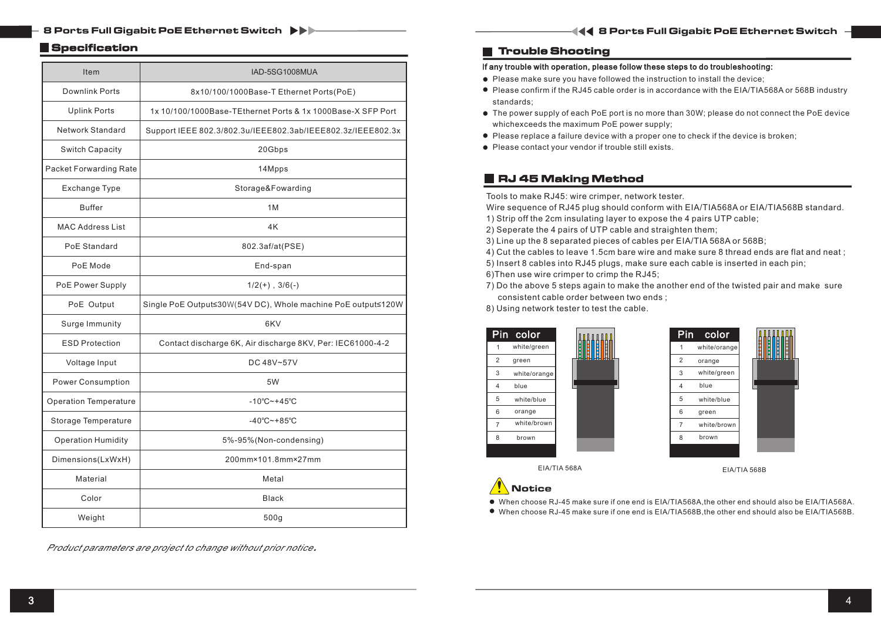## Specification

| Item | IAD-5SG1008MUA |
|---|---|
| Downlink Ports | 8x10/100/1000Base-T Ethernet Ports(PoE) |
| Uplink Ports | 1x 10/100/1000Base-TEthernet Ports & 1x 1000Base-X SFP Port |
| Network Standard | Support IEEE 802.3/802.3u/IEEE802.3ab/IEEE802.3z/IEEE802.3x |
| Switch Capacity | 20Gbps |
| Packet Forwarding Rate | 14Mpps |
| Exchange Type | Storage&Fowarding |
| Buffer | 1M |
| MAC Address List | 4K |
| PoE Standard | 802.3af/at(PSE) |
| PoE Mode | End-span |
| PoE Power Supply | 1/2(+)，3/6(-) |
| PoE Output | Single PoE Output≤30W(54V DC), Whole machine PoE output≤120W |
| Surge Immunity | 6KV |
| ESD Protection | Contact discharge 6K, Air discharge 8KV, Per: IEC61000-4-2 |
| Voltage Input | DC 48V~57V |
| Power Consumption | 5W |
| Operation Temperature | -10℃~+45℃ |
| Storage Temperature | -40℃~+85℃ |
| Operation Humidity | 5%-95%(Non-condensing) |
| Dimensions(LxWxH) | 200mm×101.8mm×27mm |
| Material | Metal |
| Color | Black |
| Weight | 500g |

*Product parameters are project to change without prior notice.*

## Trouble Shooting

**If any trouble with operation, please follow these steps to do troubleshooting:**

- Please make sure you have followed the instruction to install the device;
- Please confirm if the RJ45 cable order is in accordance with the EIA/TIA568A or 568B industry standards;
- The power supply of each PoE port is no more than 30W; please do not connect the PoE device whichexceeds the maximum PoE power supply;
- Please replace a failure device with a proper one to check if the device is broken;
- Please contact your vendor if trouble still exists.

## RJ 45 Making Method

Tools to make RJ45: wire crimper, network tester.
Wire sequence of RJ45 plug should conform with EIA/TIA568A or EIA/TIA568B standard.
1) Strip off the 2cm insulating layer to expose the 4 pairs UTP cable;
2) Seperate the 4 pairs of UTP cable and straighten them;
3) Line up the 8 separated pieces of cables per EIA/TIA 568A or 568B;
4) Cut the cables to leave 1.5cm bare wire and make sure 8 thread ends are flat and neat ;
5) Insert 8 cables into RJ45 plugs, make sure each cable is inserted in each pin;
6)Then use wire crimper to crimp the RJ45;
7) Do the above 5 steps again to make the another end of the twisted pair and make sure consistent cable order between two ends ;
8) Using network tester to test the cable.

| Pin | color |
|---|---|
| 1 | white/green |
| 2 | green |
| 3 | white/orange |
| 4 | blue |
| 5 | white/blue |
| 6 | orange |
| 7 | white/brown |
| 8 | brown |

EIA/TIA 568A

| Pin | color |
|---|---|
| 1 | white/orange |
| 2 | orange |
| 3 | white/green |
| 4 | blue |
| 5 | white/blue |
| 6 | green |
| 7 | white/brown |
| 8 | brown |

EIA/TIA 568B

### Notice

- When choose RJ-45 make sure if one end is EIA/TIA568A,the other end should also be EIA/TIA568A.
- When choose RJ-45 make sure if one end is EIA/TIA568B,the other end should also be EIA/TIA568B.